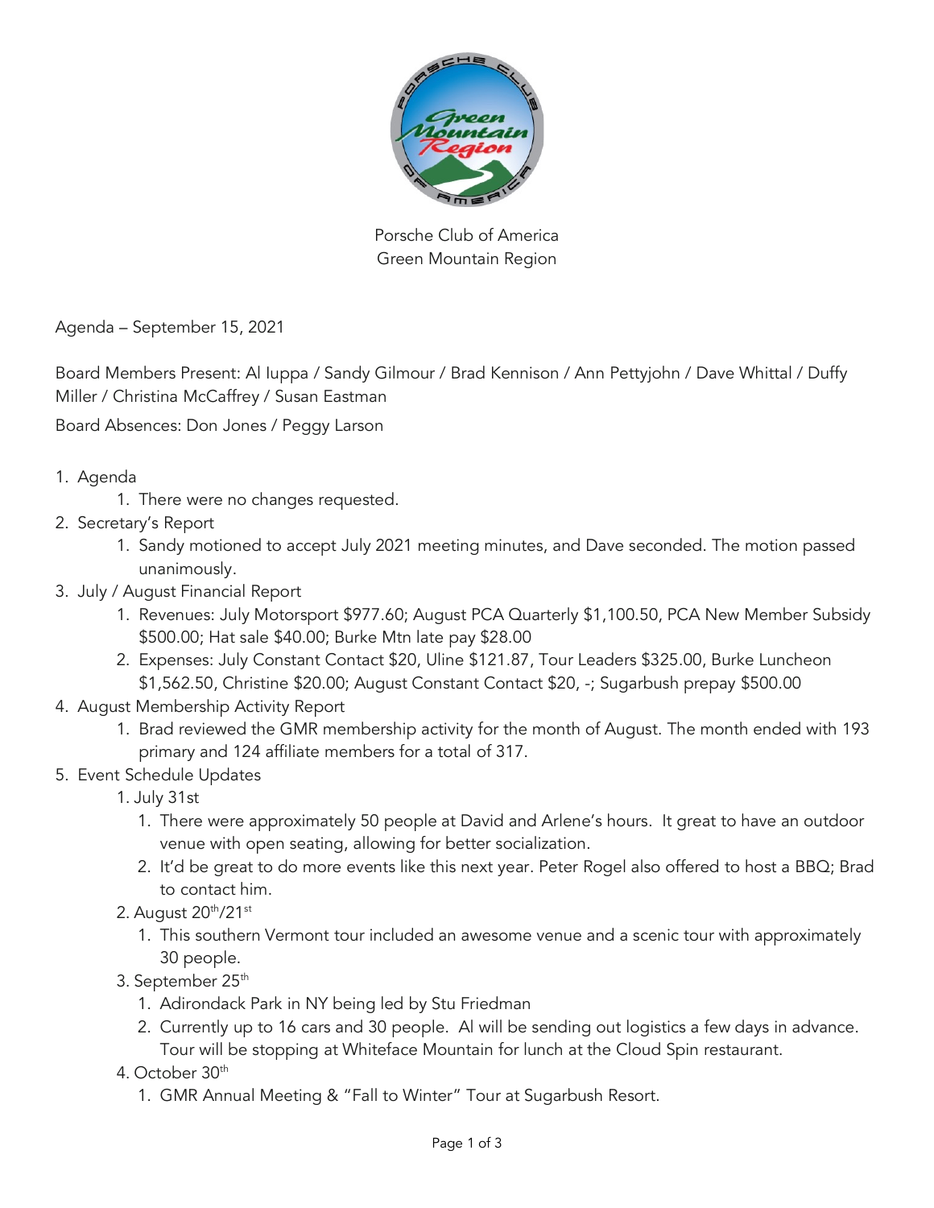Porsche Club of America
Green Mountain Region

Agenda – September 15, 2021

Board Members Present: Al Iuppa / Sandy Gilmour / Brad Kennison / Ann Pettyjohn / Dave Whittal / Duffy Miller / Christina McCaffrey / Susan Eastman

Board Absences: Don Jones / Peggy Larson

1. Agenda
    1. There were no changes requested.
2. Secretary's Report
    1. Sandy motioned to accept July 2021 meeting minutes, and Dave seconded. The motion passed unanimously.
3. July / August Financial Report
    1. Revenues: July Motorsport $977.60; August PCA Quarterly $1,100.50, PCA New Member Subsidy $500.00; Hat sale $40.00; Burke Mtn late pay $28.00
    2. Expenses: July Constant Contact $20, Uline $121.87, Tour Leaders $325.00, Burke Luncheon $1,562.50, Christine $20.00; August Constant Contact $20, -; Sugarbush prepay $500.00
4. August Membership Activity Report
    1. Brad reviewed the GMR membership activity for the month of August. The month ended with 193 primary and 124 affiliate members for a total of 317.
5. Event Schedule Updates
    1. July 31st
        1. There were approximately 50 people at David and Arlene's hours. It great to have an outdoor venue with open seating, allowing for better socialization.
        2. It'd be great to do more events like this next year. Peter Rogel also offered to host a BBQ; Brad to contact him.
    2. August 20th/21st
        1. This southern Vermont tour included an awesome venue and a scenic tour with approximately 30 people.
    3. September 25th
        1. Adirondack Park in NY being led by Stu Friedman
        2. Currently up to 16 cars and 30 people. Al will be sending out logistics a few days in advance. Tour will be stopping at Whiteface Mountain for lunch at the Cloud Spin restaurant.
    4. October 30th
        1. GMR Annual Meeting & "Fall to Winter" Tour at Sugarbush Resort.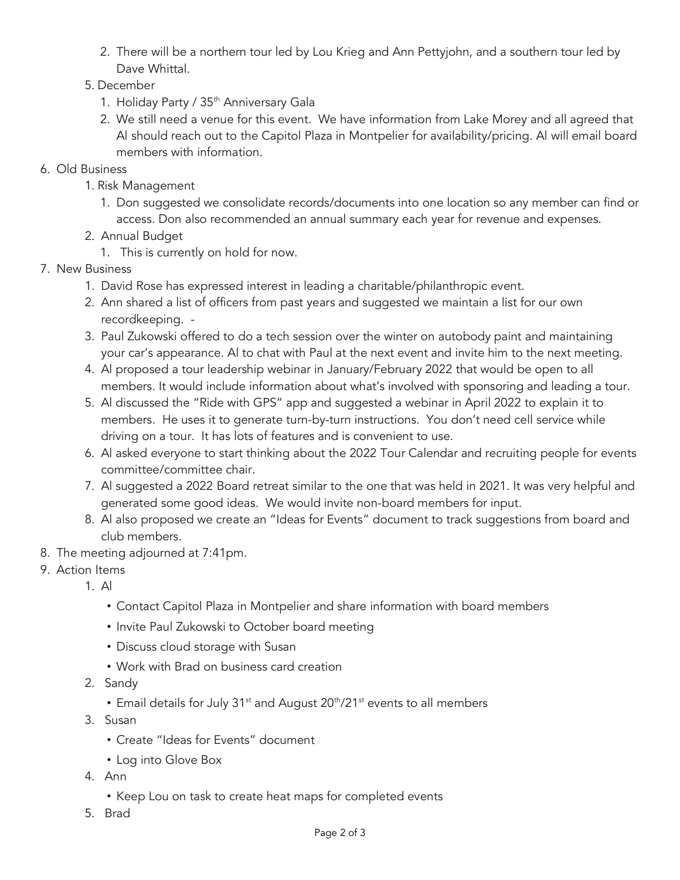2. There will be a northern tour led by Lou Krieg and Ann Pettyjohn, and a southern tour led by Dave Whittal.
5. December
   1. Holiday Party / 35th Anniversary Gala
   2. We still need a venue for this event. We have information from Lake Morey and all agreed that Al should reach out to the Capitol Plaza in Montpelier for availability/pricing. Al will email board members with information.

6. Old Business
   1. Risk Management
      1. Don suggested we consolidate records/documents into one location so any member can find or access. Don also recommended an annual summary each year for revenue and expenses.
   2. Annual Budget
      1. This is currently on hold for now.
7. New Business
   1. David Rose has expressed interest in leading a charitable/philanthropic event.
   2. Ann shared a list of officers from past years and suggested we maintain a list for our own recordkeeping. -
   3. Paul Zukowski offered to do a tech session over the winter on autobody paint and maintaining your car's appearance. Al to chat with Paul at the next event and invite him to the next meeting.
   4. Al proposed a tour leadership webinar in January/February 2022 that would be open to all members. It would include information about what's involved with sponsoring and leading a tour.
   5. Al discussed the "Ride with GPS" app and suggested a webinar in April 2022 to explain it to members. He uses it to generate turn-by-turn instructions. You don't need cell service while driving on a tour. It has lots of features and is convenient to use.
   6. Al asked everyone to start thinking about the 2022 Tour Calendar and recruiting people for events committee/committee chair.
   7. Al suggested a 2022 Board retreat similar to the one that was held in 2021. It was very helpful and generated some good ideas. We would invite non-board members for input.
   8. Al also proposed we create an "Ideas for Events" document to track suggestions from board and club members.
8. The meeting adjourned at 7:41pm.
9. Action Items
   1. Al
      - Contact Capitol Plaza in Montpelier and share information with board members
      - Invite Paul Zukowski to October board meeting
      - Discuss cloud storage with Susan
      - Work with Brad on business card creation
   2. Sandy
      - Email details for July 31st and August 20th/21st events to all members
   3. Susan
      - Create "Ideas for Events" document
      - Log into Glove Box
   4. Ann
      - Keep Lou on task to create heat maps for completed events
   5. Brad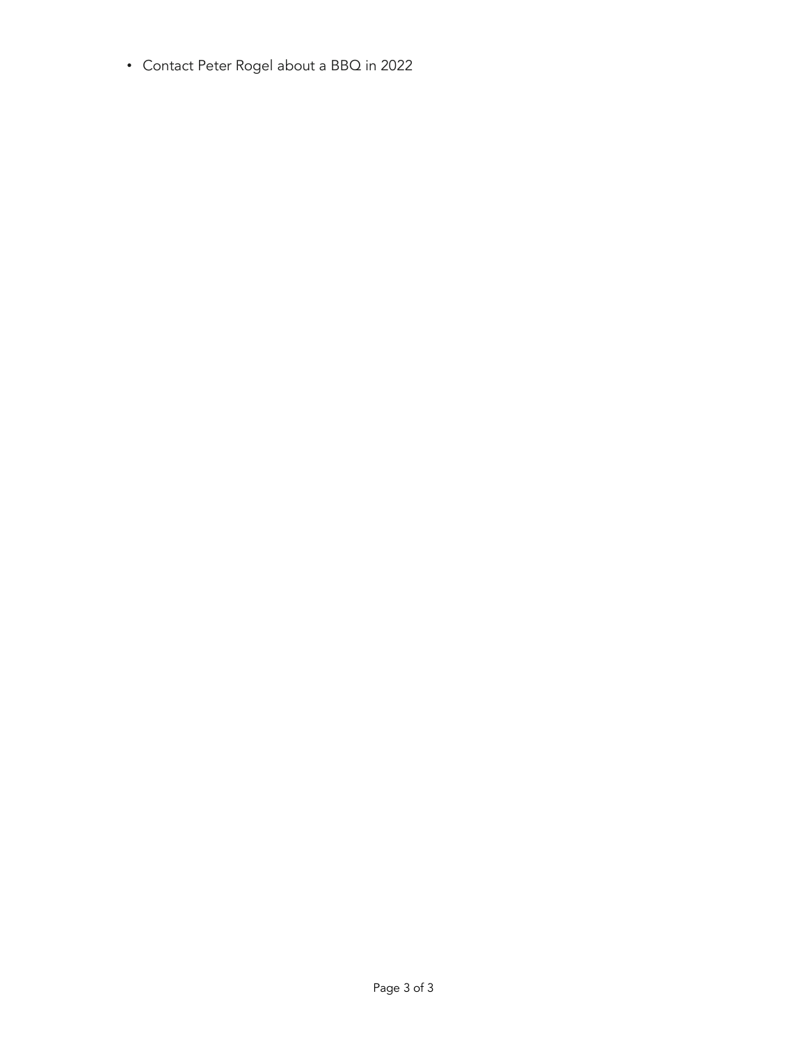- Contact Peter Rogel about a BBQ in 2022